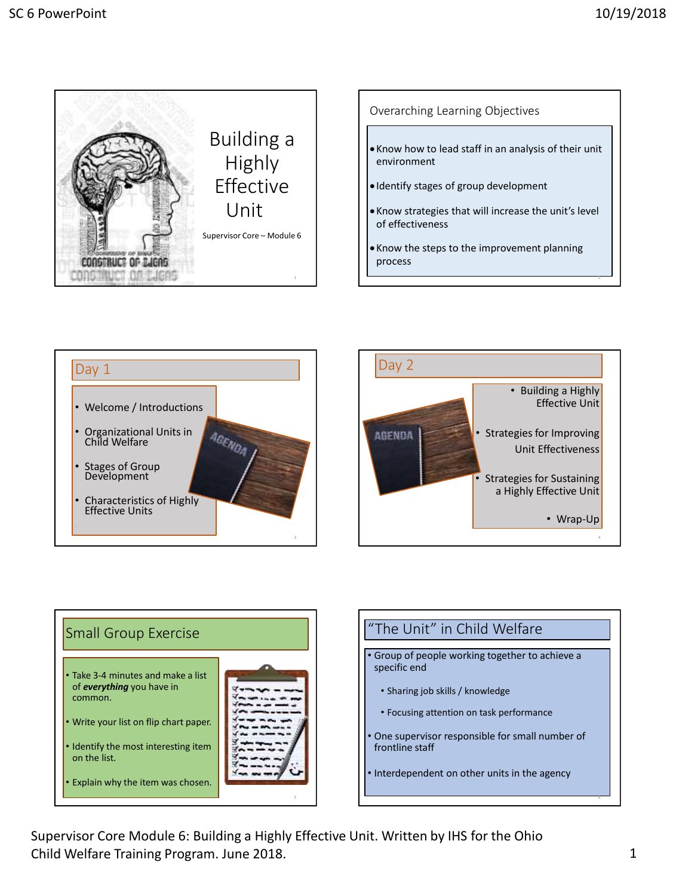# Building a Highly Effective Unit

Supervisor Core – Module 6

## Overarching Learning Objectives

- Know how to lead staff in an analysis of their unit environment
- Identify stages of group development
- Know strategies that will increase the unit's level of effectiveness
- Know the steps to the improvement planning process

## Day 1

- Welcome / Introductions
- Organizational Units in Child Welfare
- Stages of Group Development
- Characteristics of Highly Effective Units

## Day 2

- Building a Highly Effective Unit
- Strategies for Improving Unit Effectiveness
- Strategies for Sustaining a Highly Effective Unit
- Wrap-Up

## Small Group Exercise

- Take 3-4 minutes and make a list of ***everything*** you have in common.
- Write your list on flip chart paper.
- Identify the most interesting item on the list.
- Explain why the item was chosen.

## "The Unit" in Child Welfare

- Group of people working together to achieve a specific end
  - Sharing job skills / knowledge
  - Focusing attention on task performance
- One supervisor responsible for small number of frontline staff
- Interdependent on other units in the agency

Supervisor Core Module 6: Building a Highly Effective Unit. Written by IHS for the Ohio Child Welfare Training Program. June 2018.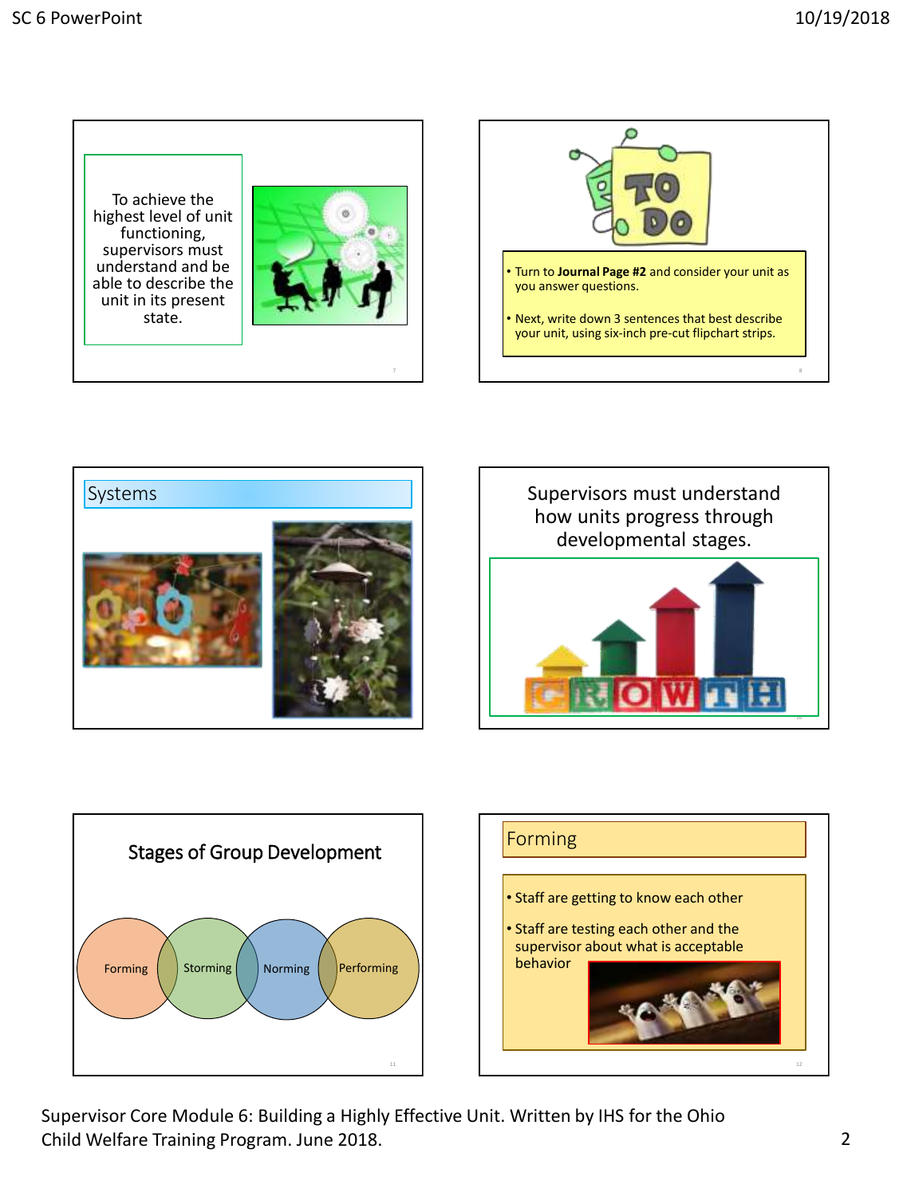To achieve the highest level of unit functioning, supervisors must understand and be able to describe the unit in its present state.

- Turn to **Journal Page #2** and consider your unit as you answer questions.
- Next, write down 3 sentences that best describe your unit, using six-inch pre-cut flipchart strips.

## Systems

Supervisors must understand how units progress through developmental stages.

## Stages of Group Development

Forming · Storming · Norming · Performing

## Forming

- Staff are getting to know each other
- Staff are testing each other and the supervisor about what is acceptable behavior

Supervisor Core Module 6: Building a Highly Effective Unit. Written by IHS for the Ohio Child Welfare Training Program. June 2018.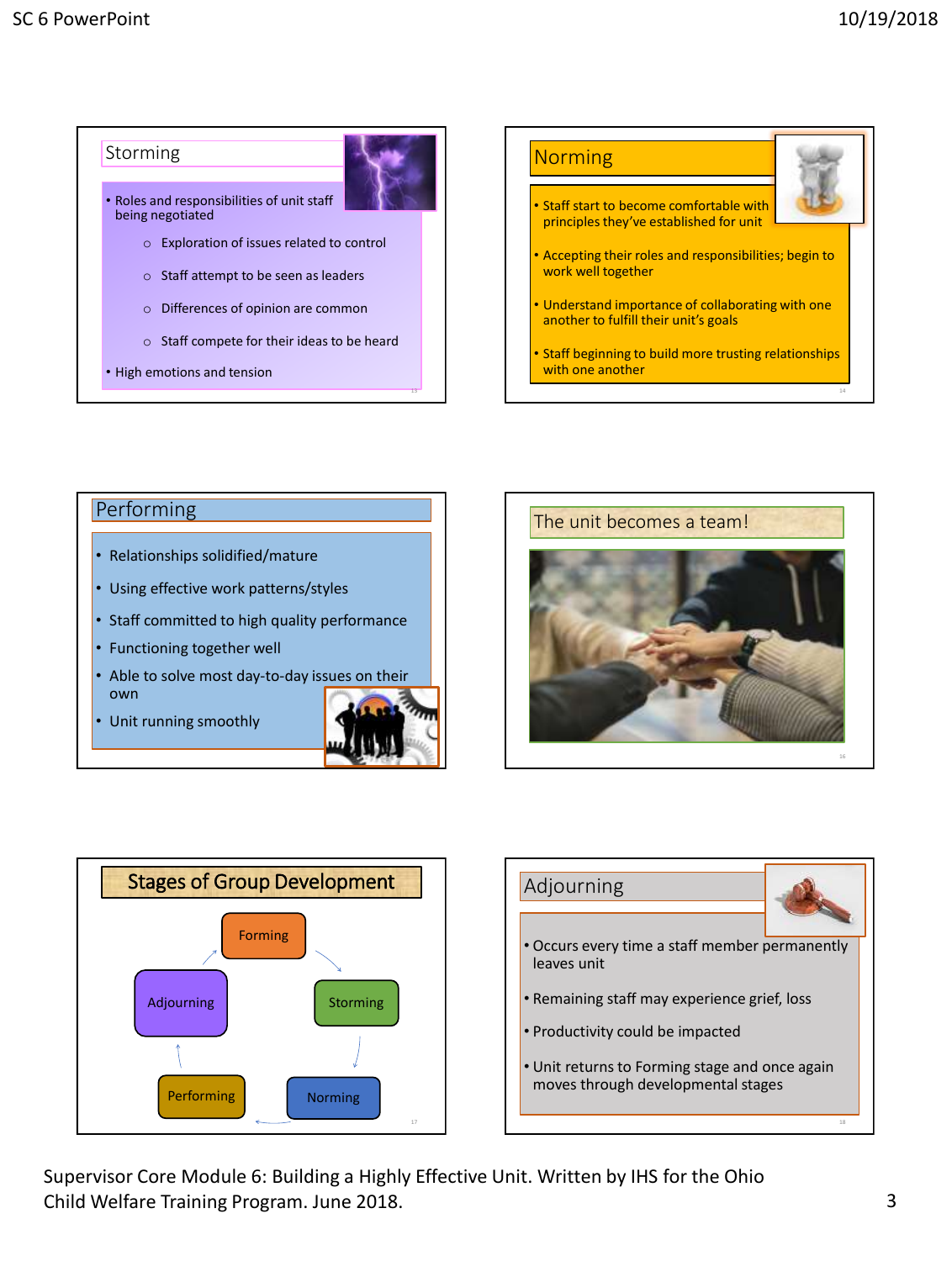## Storming

- Roles and responsibilities of unit staff being negotiated
  - Exploration of issues related to control
  - Staff attempt to be seen as leaders
  - Differences of opinion are common
  - Staff compete for their ideas to be heard
- High emotions and tension

## Norming

- Staff start to become comfortable with principles they've established for unit
- Accepting their roles and responsibilities; begin to work well together
- Understand importance of collaborating with one another to fulfill their unit's goals
- Staff beginning to build more trusting relationships with one another

## Performing

- Relationships solidified/mature
- Using effective work patterns/styles
- Staff committed to high quality performance
- Functioning together well
- Able to solve most day-to-day issues on their own
- Unit running smoothly

## The unit becomes a team!

## Stages of Group Development

Forming → Storming → Norming → Performing → Adjourning → Forming

## Adjourning

- Occurs every time a staff member permanently leaves unit
- Remaining staff may experience grief, loss
- Productivity could be impacted
- Unit returns to Forming stage and once again moves through developmental stages

Supervisor Core Module 6: Building a Highly Effective Unit. Written by IHS for the Ohio Child Welfare Training Program. June 2018.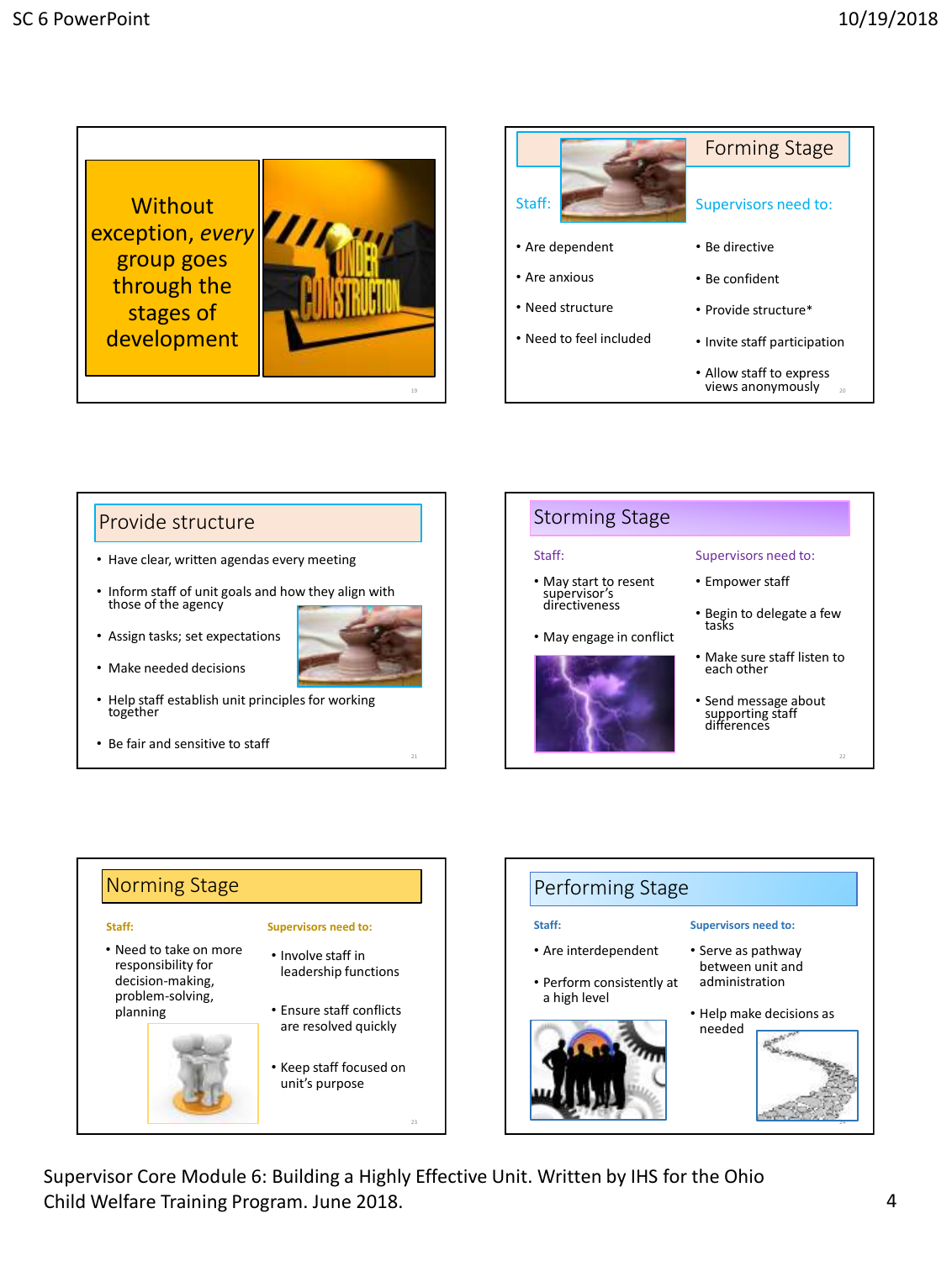Without exception, *every* group goes through the stages of development

## Forming Stage

**Staff:**

- Are dependent
- Are anxious
- Need structure
- Need to feel included

**Supervisors need to:**

- Be directive
- Be confident
- Provide structure*
- Invite staff participation
- Allow staff to express views anonymously

## Provide structure

- Have clear, written agendas every meeting
- Inform staff of unit goals and how they align with those of the agency
- Assign tasks; set expectations
- Make needed decisions
- Help staff establish unit principles for working together
- Be fair and sensitive to staff

## Storming Stage

**Staff:**

- May start to resent supervisor's directiveness
- May engage in conflict

**Supervisors need to:**

- Empower staff
- Begin to delegate a few tasks
- Make sure staff listen to each other
- Send message about supporting staff differences

## Norming Stage

**Staff:**

- Need to take on more responsibility for decision-making, problem-solving, planning

**Supervisors need to:**

- Involve staff in leadership functions
- Ensure staff conflicts are resolved quickly
- Keep staff focused on unit's purpose

## Performing Stage

**Staff:**

- Are interdependent
- Perform consistently at a high level

**Supervisors need to:**

- Serve as pathway between unit and administration
- Help make decisions as needed

Supervisor Core Module 6: Building a Highly Effective Unit. Written by IHS for the Ohio Child Welfare Training Program. June 2018.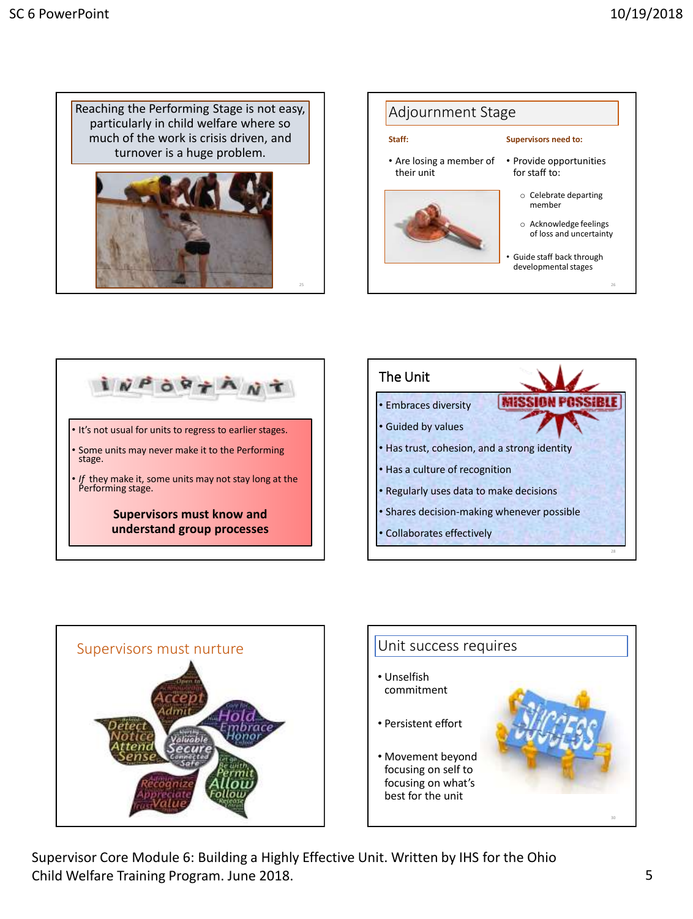Reaching the Performing Stage is not easy, particularly in child welfare where so much of the work is crisis driven, and turnover is a huge problem.

## Adjournment Stage

**Staff:**

- Are losing a member of their unit

**Supervisors need to:**

- Provide opportunities for staff to:
  - Celebrate departing member
  - Acknowledge feelings of loss and uncertainty
- Guide staff back through developmental stages

IMPORTANT

- It's not usual for units to regress to earlier stages.
- Some units may never make it to the Performing stage.
- *If* they make it, some units may not stay long at the Performing stage.

**Supervisors must know and understand group processes**

## The Unit

MISSION POSSIBLE

- Embraces diversity
- Guided by values
- Has trust, cohesion, and a strong identity
- Has a culture of recognition
- Regularly uses data to make decisions
- Shares decision-making whenever possible
- Collaborates effectively

## Supervisors must nurture

## Unit success requires

- Unselfish commitment
- Persistent effort
- Movement beyond focusing on self to focusing on what's best for the unit

Supervisor Core Module 6: Building a Highly Effective Unit. Written by IHS for the Ohio Child Welfare Training Program. June 2018.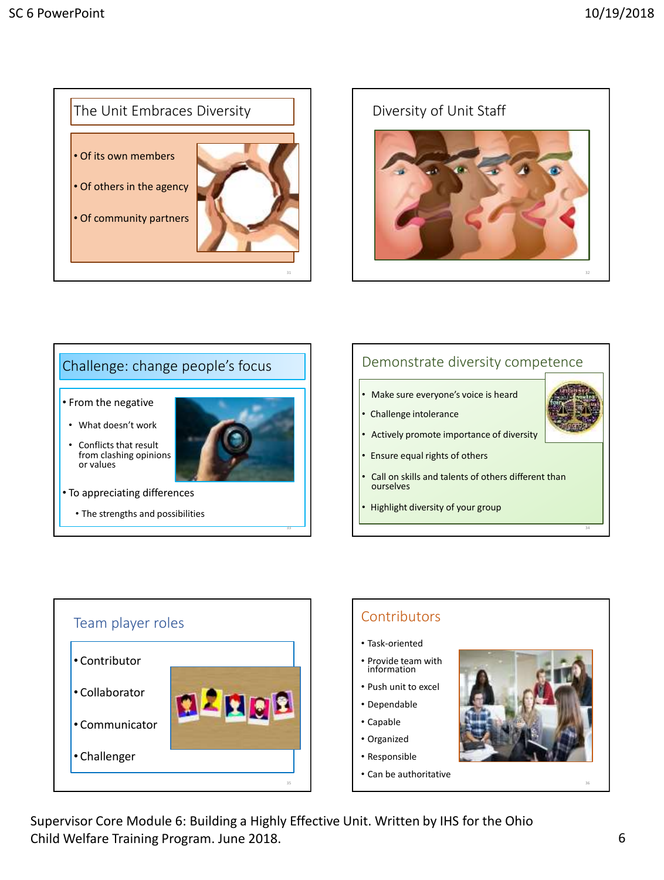## The Unit Embraces Diversity

- Of its own members
- Of others in the agency
- Of community partners

## Diversity of Unit Staff

## Challenge: change people's focus

- From the negative
  - What doesn't work
  - Conflicts that result from clashing opinions or values
- To appreciating differences
  - The strengths and possibilities

## Demonstrate diversity competence

- Make sure everyone's voice is heard
- Challenge intolerance
- Actively promote importance of diversity
- Ensure equal rights of others
- Call on skills and talents of others different than ourselves
- Highlight diversity of your group

## Team player roles

- Contributor
- Collaborator
- Communicator
- Challenger

## Contributors

- Task-oriented
- Provide team with information
- Push unit to excel
- Dependable
- Capable
- Organized
- Responsible
- Can be authoritative

Supervisor Core Module 6: Building a Highly Effective Unit. Written by IHS for the Ohio Child Welfare Training Program. June 2018.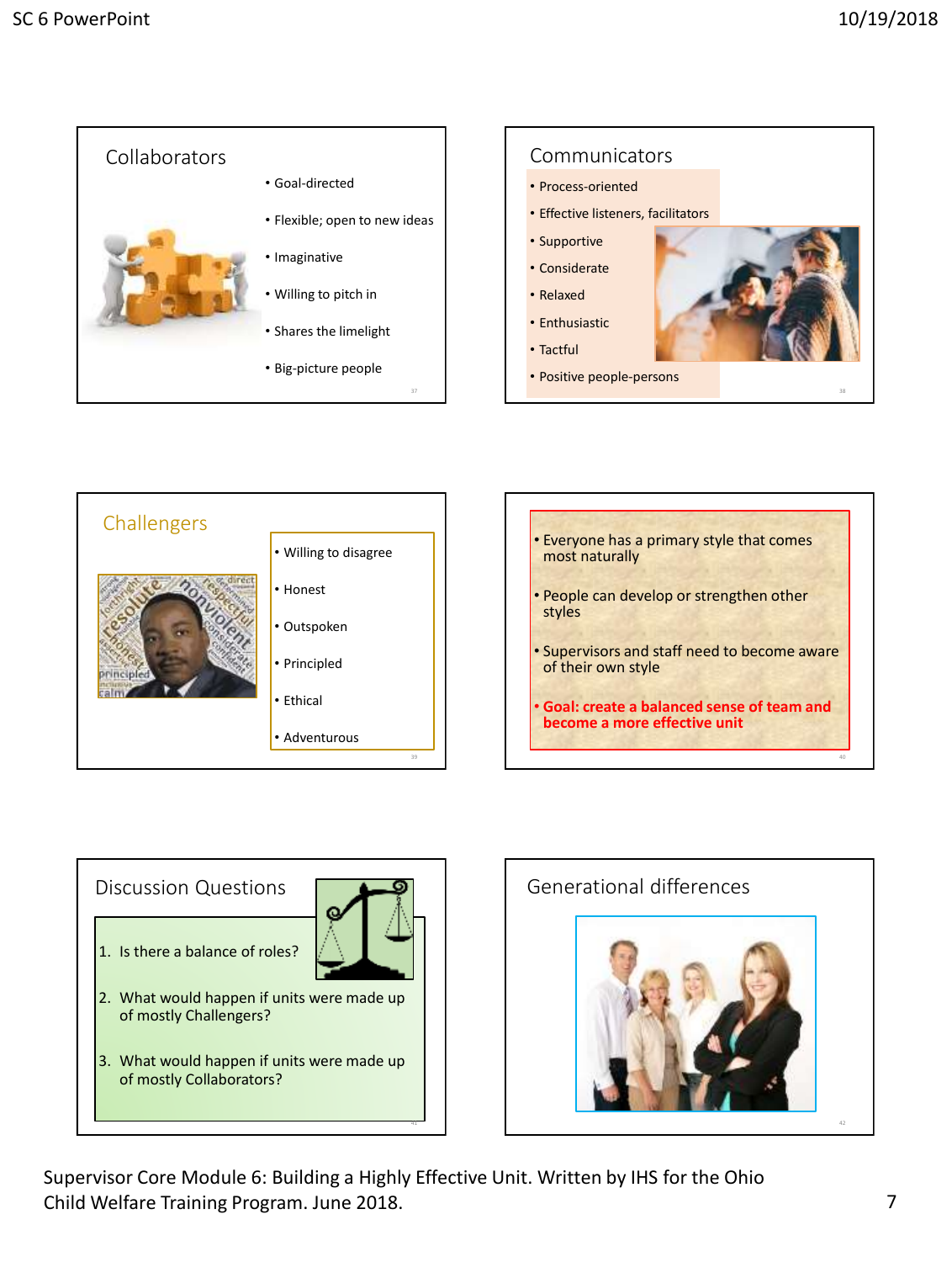## Collaborators

- Goal-directed
- Flexible; open to new ideas
- Imaginative
- Willing to pitch in
- Shares the limelight
- Big-picture people

## Communicators

- Process-oriented
- Effective listeners, facilitators
- Supportive
- Considerate
- Relaxed
- Enthusiastic
- Tactful
- Positive people-persons

## Challengers

- Willing to disagree
- Honest
- Outspoken
- Principled
- Ethical
- Adventurous

---

- Everyone has a primary style that comes most naturally
- People can develop or strengthen other styles
- Supervisors and staff need to become aware of their own style
- **Goal: create a balanced sense of team and become a more effective unit**

## Discussion Questions

1. Is there a balance of roles?
2. What would happen if units were made up of mostly Challengers?
3. What would happen if units were made up of mostly Collaborators?

## Generational differences

Supervisor Core Module 6: Building a Highly Effective Unit. Written by IHS for the Ohio Child Welfare Training Program. June 2018.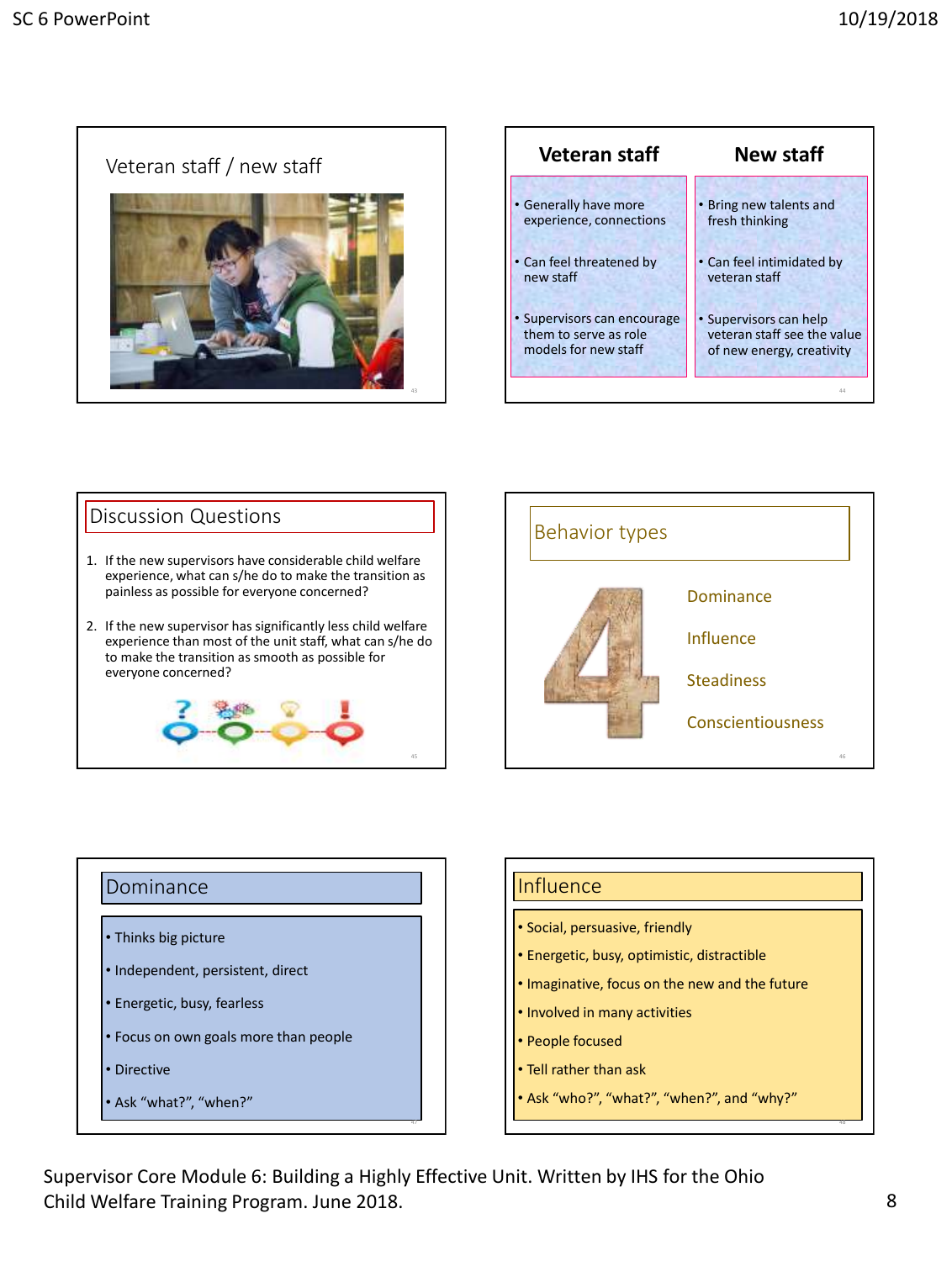## Veteran staff / new staff

| Veteran staff | New staff |
| --- | --- |
| Generally have more experience, connections | Bring new talents and fresh thinking |
| Can feel threatened by new staff | Can feel intimidated by veteran staff |
| Supervisors can encourage them to serve as role models for new staff | Supervisors can help veteran staff see the value of new energy, creativity |

## Discussion Questions

1. If the new supervisors have considerable child welfare experience, what can s/he do to make the transition as painless as possible for everyone concerned?
2. If the new supervisor has significantly less child welfare experience than most of the unit staff, what can s/he do to make the transition as smooth as possible for everyone concerned?

## Behavior types

4

- Dominance
- Influence
- Steadiness
- Conscientiousness

## Dominance

- Thinks big picture
- Independent, persistent, direct
- Energetic, busy, fearless
- Focus on own goals more than people
- Directive
- Ask "what?", "when?"

## Influence

- Social, persuasive, friendly
- Energetic, busy, optimistic, distractible
- Imaginative, focus on the new and the future
- Involved in many activities
- People focused
- Tell rather than ask
- Ask "who?", "what?", "when?", and "why?"

Supervisor Core Module 6: Building a Highly Effective Unit. Written by IHS for the Ohio Child Welfare Training Program. June 2018.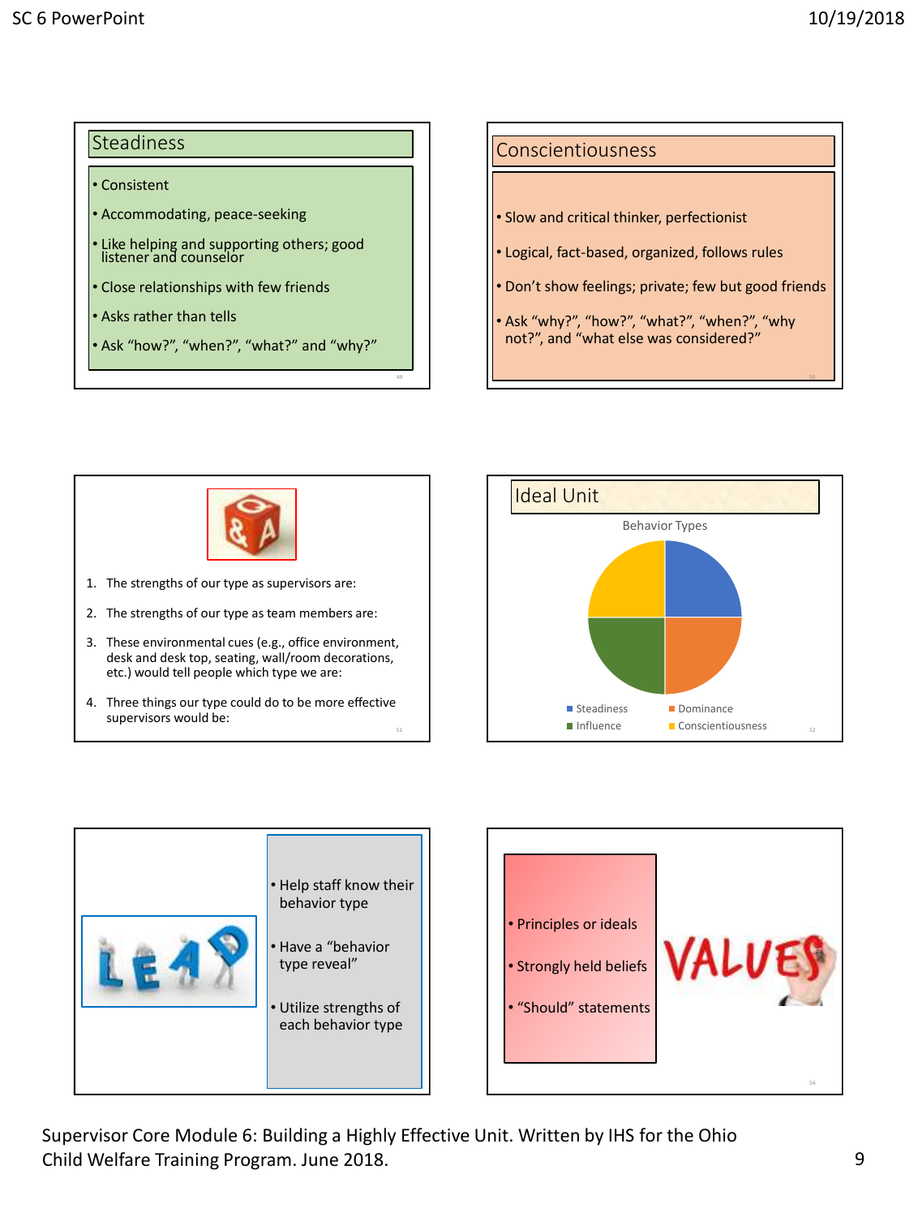## Steadiness

- Consistent
- Accommodating, peace-seeking
- Like helping and supporting others; good listener and counselor
- Close relationships with few friends
- Asks rather than tells
- Ask "how?", "when?", "what?" and "why?"

## Conscientiousness

- Slow and critical thinker, perfectionist
- Logical, fact-based, organized, follows rules
- Don't show feelings; private; few but good friends
- Ask "why?", "how?", "what?", "when?", "why not?", and "what else was considered?"

1. The strengths of our type as supervisors are:
2. The strengths of our type as team members are:
3. These environmental cues (e.g., office environment, desk and desk top, seating, wall/room decorations, etc.) would tell people which type we are:
4. Three things our type could do to be more effective supervisors would be:

## Ideal Unit

Behavior Types

- Steadiness
- Dominance
- Influence
- Conscientiousness

- Help staff know their behavior type
- Have a "behavior type reveal"
- Utilize strengths of each behavior type

- Principles or ideals
- Strongly held beliefs
- "Should" statements

Supervisor Core Module 6: Building a Highly Effective Unit. Written by IHS for the Ohio Child Welfare Training Program. June 2018.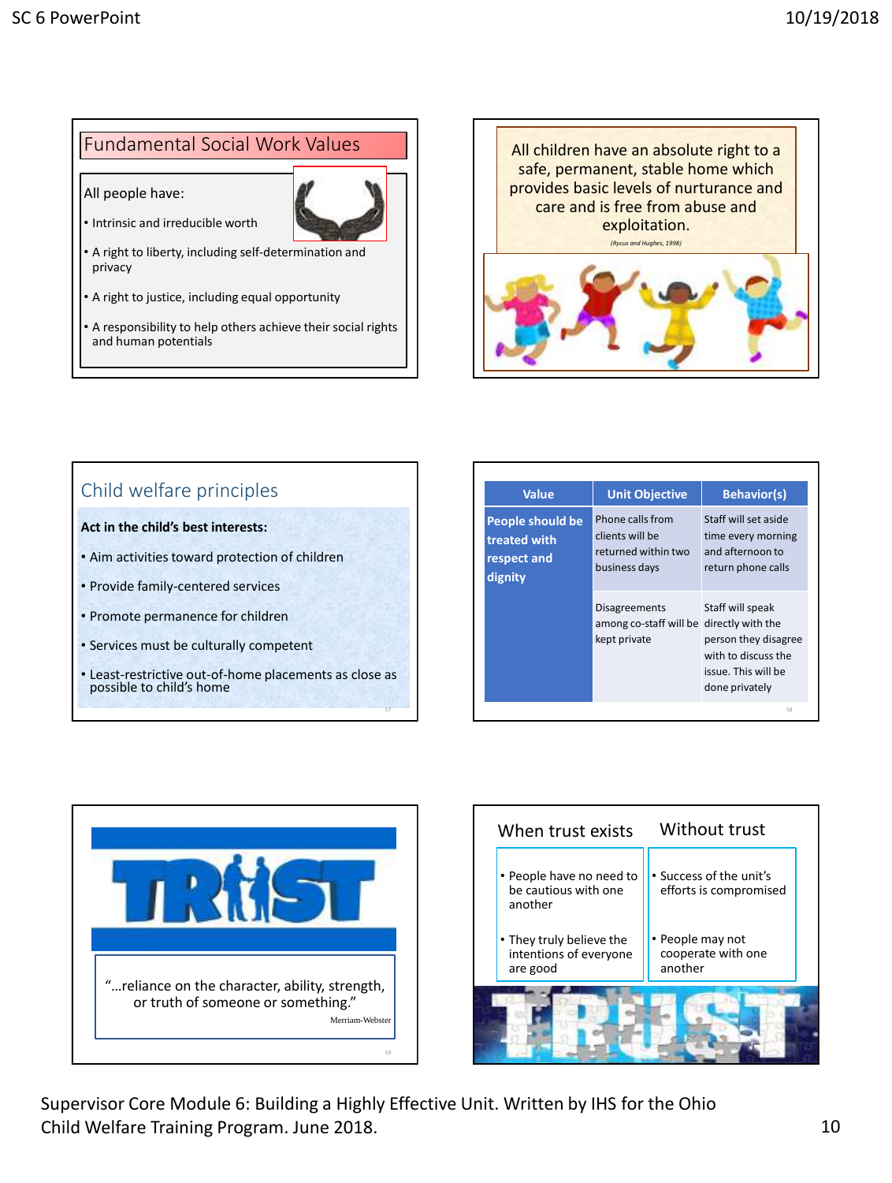## Fundamental Social Work Values

All people have:

- Intrinsic and irreducible worth
- A right to liberty, including self-determination and privacy
- A right to justice, including equal opportunity
- A responsibility to help others achieve their social rights and human potentials

All children have an absolute right to a safe, permanent, stable home which provides basic levels of nurturance and care and is free from abuse and exploitation.

*(Rycus and Hughes, 1998)*

## Child welfare principles

**Act in the child's best interests:**

- Aim activities toward protection of children
- Provide family-centered services
- Promote permanence for children
- Services must be culturally competent
- Least-restrictive out-of-home placements as close as possible to child's home

| Value | Unit Objective | Behavior(s) |
|---|---|---|
| **People should be treated with respect and dignity** | Phone calls from clients will be returned within two business days | Staff will set aside time every morning and afternoon to return phone calls |
| | Disagreements among co-staff will be kept private | Staff will speak directly with the person they disagree with to discuss the issue. This will be done privately |

**TRUST**

"…reliance on the character, ability, strength, or truth of someone or something."

Merriam-Webster

| When trust exists | Without trust |
|---|---|
| • People have no need to be cautious with one another<br>• They truly believe the intentions of everyone are good | • Success of the unit's efforts is compromised<br>• People may not cooperate with one another |

Supervisor Core Module 6: Building a Highly Effective Unit. Written by IHS for the Ohio Child Welfare Training Program. June 2018.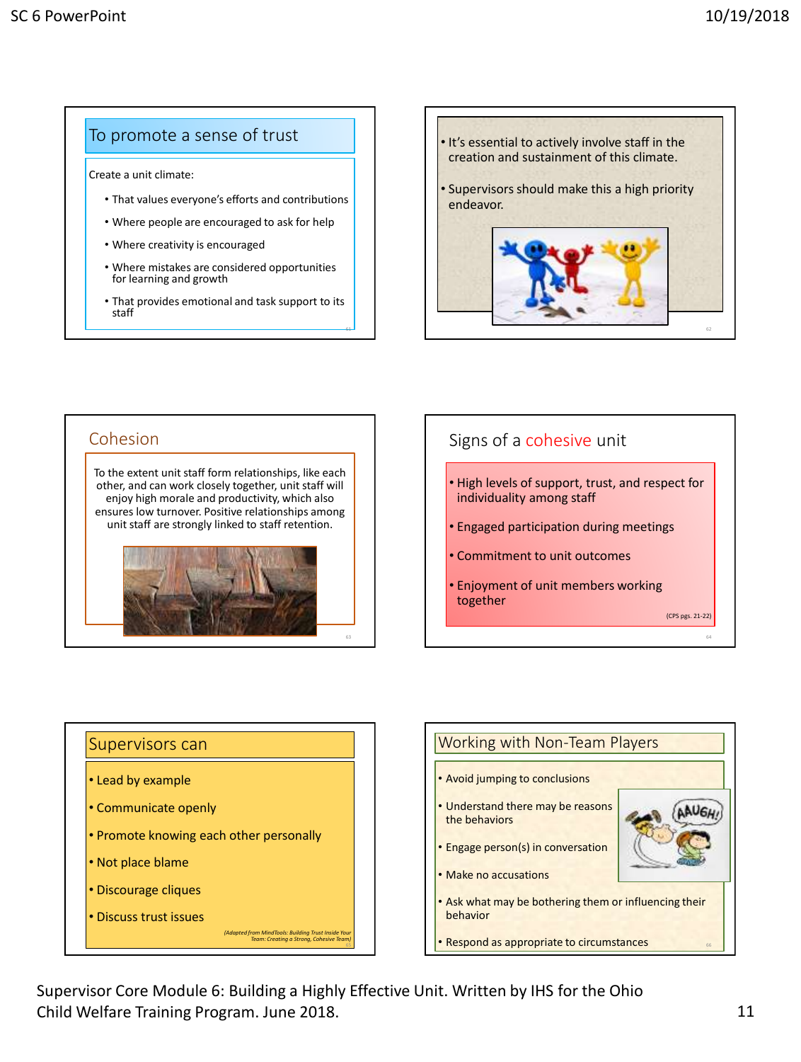## To promote a sense of trust

Create a unit climate:

- That values everyone's efforts and contributions
- Where people are encouraged to ask for help
- Where creativity is encouraged
- Where mistakes are considered opportunities for learning and growth
- That provides emotional and task support to its staff

---

- It's essential to actively involve staff in the creation and sustainment of this climate.
- Supervisors should make this a high priority endeavor.

---

## Cohesion

To the extent unit staff form relationships, like each other, and can work closely together, unit staff will enjoy high morale and productivity, which also ensures low turnover. Positive relationships among unit staff are strongly linked to staff retention.

---

## Signs of a cohesive unit

- High levels of support, trust, and respect for individuality among staff
- Engaged participation during meetings
- Commitment to unit outcomes
- Enjoyment of unit members working together

(CPS pgs. 21-22)

---

## Supervisors can

- Lead by example
- Communicate openly
- Promote knowing each other personally
- Not place blame
- Discourage cliques
- Discuss trust issues

*(Adapted from MindTools: Building Trust Inside Your Team: Creating a Strong, Cohesive Team)*

---

## Working with Non-Team Players

- Avoid jumping to conclusions
- Understand there may be reasons the behaviors
- Engage person(s) in conversation
- Make no accusations
- Ask what may be bothering them or influencing their behavior
- Respond as appropriate to circumstances

Supervisor Core Module 6: Building a Highly Effective Unit. Written by IHS for the Ohio Child Welfare Training Program. June 2018.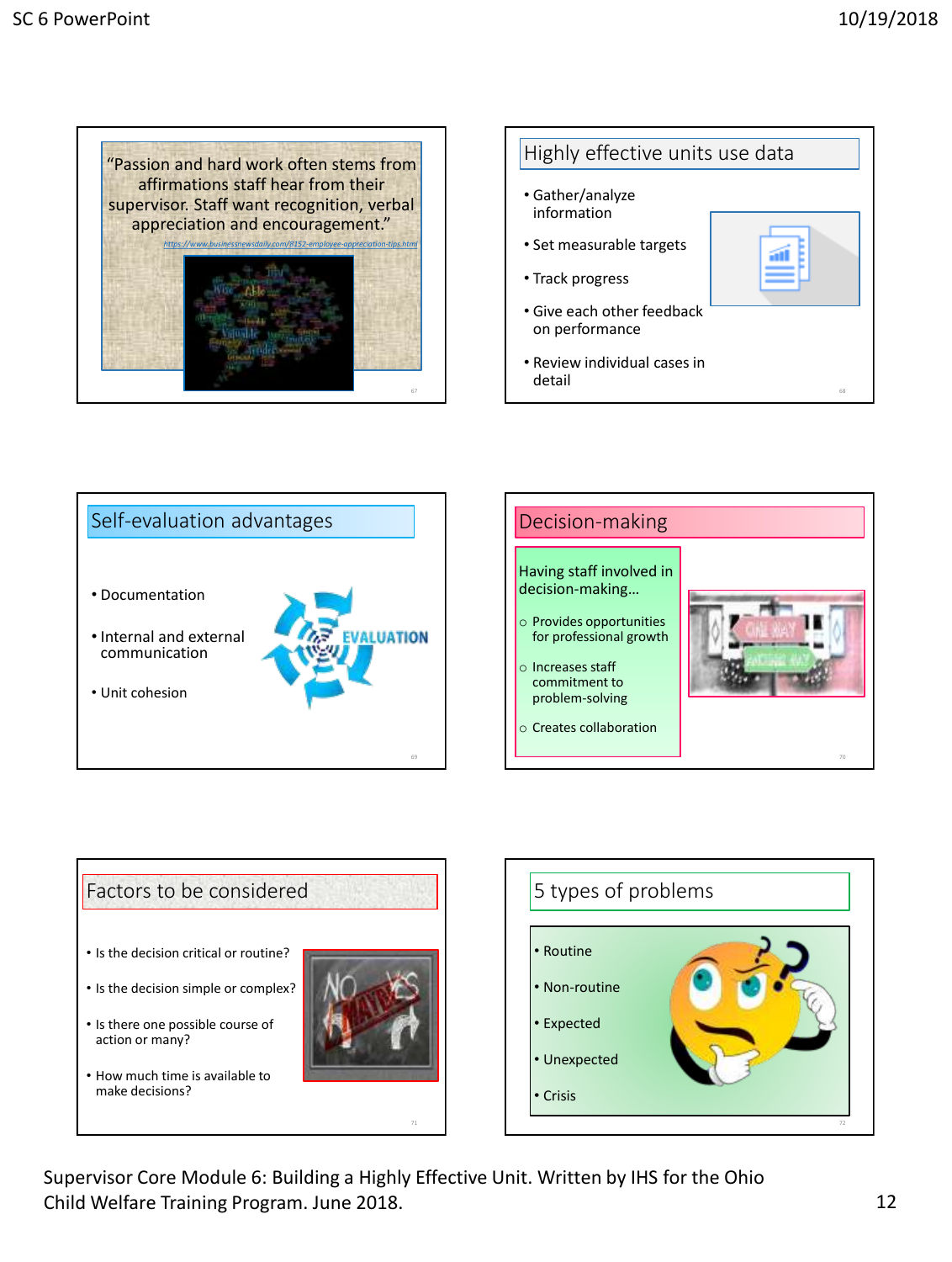"Passion and hard work often stems from affirmations staff hear from their supervisor. Staff want recognition, verbal appreciation and encouragement."

https://www.businessnewsdaily.com/8152-employee-appreciation-tips.html

## Highly effective units use data

- Gather/analyze information
- Set measurable targets
- Track progress
- Give each other feedback on performance
- Review individual cases in detail

## Self-evaluation advantages

- Documentation
- Internal and external communication
- Unit cohesion

## Decision-making

Having staff involved in decision-making…

- Provides opportunities for professional growth
- Increases staff commitment to problem-solving
- Creates collaboration

## Factors to be considered

- Is the decision critical or routine?
- Is the decision simple or complex?
- Is there one possible course of action or many?
- How much time is available to make decisions?

## 5 types of problems

- Routine
- Non-routine
- Expected
- Unexpected
- Crisis

Supervisor Core Module 6: Building a Highly Effective Unit. Written by IHS for the Ohio Child Welfare Training Program. June 2018.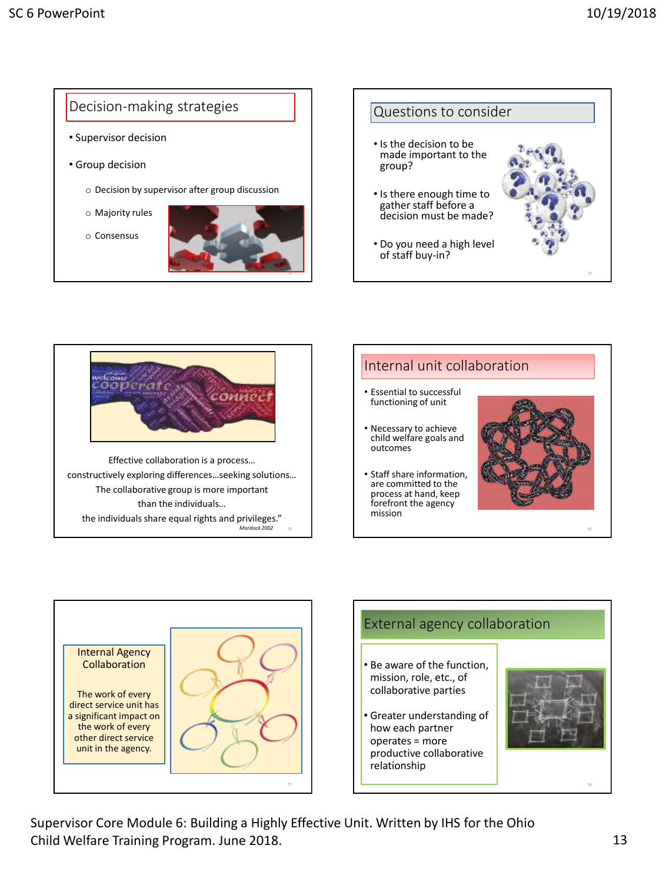## Decision-making strategies

- Supervisor decision
- Group decision
  - Decision by supervisor after group discussion
  - Majority rules
  - Consensus

## Questions to consider

- Is the decision to be made important to the group?
- Is there enough time to gather staff before a decision must be made?
- Do you need a high level of staff buy-in?

Effective collaboration is a process…
constructively exploring differences…seeking solutions…
The collaborative group is more important than the individuals…
the individuals share equal rights and privileges."

*Mordock 2002*

## Internal unit collaboration

- Essential to successful functioning of unit
- Necessary to achieve child welfare goals and outcomes
- Staff share information, are committed to the process at hand, keep forefront the agency mission

## Internal Agency Collaboration

The work of every direct service unit has a significant impact on the work of every other direct service unit in the agency.

## External agency collaboration

- Be aware of the function, mission, role, etc., of collaborative parties
- Greater understanding of how each partner operates = more productive collaborative relationship

Supervisor Core Module 6: Building a Highly Effective Unit. Written by IHS for the Ohio Child Welfare Training Program. June 2018.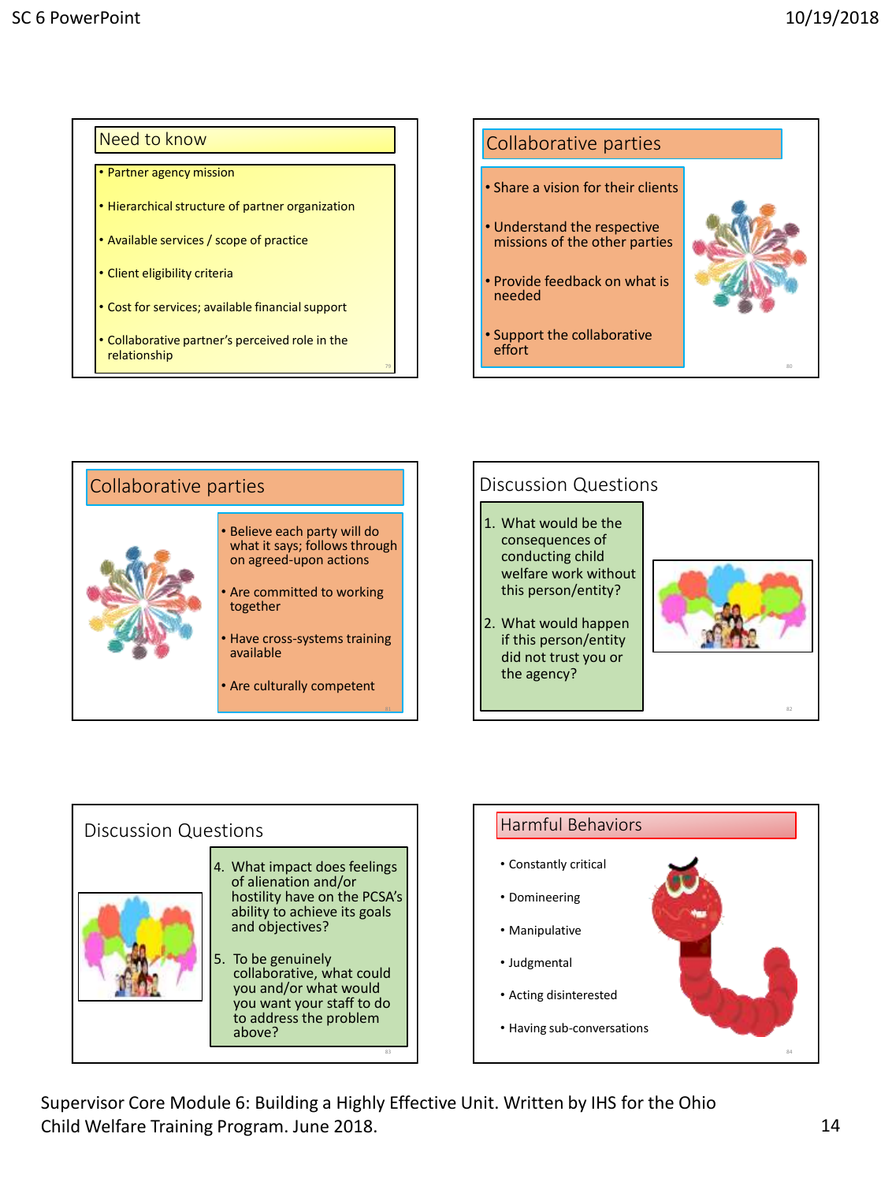## Need to know

- Partner agency mission
- Hierarchical structure of partner organization
- Available services / scope of practice
- Client eligibility criteria
- Cost for services; available financial support
- Collaborative partner's perceived role in the relationship

## Collaborative parties

- Share a vision for their clients
- Understand the respective missions of the other parties
- Provide feedback on what is needed
- Support the collaborative effort

## Collaborative parties

- Believe each party will do what it says; follows through on agreed-upon actions
- Are committed to working together
- Have cross-systems training available
- Are culturally competent

## Discussion Questions

1. What would be the consequences of conducting child welfare work without this person/entity?
2. What would happen if this person/entity did not trust you or the agency?

## Discussion Questions

4. What impact does feelings of alienation and/or hostility have on the PCSA's ability to achieve its goals and objectives?
5. To be genuinely collaborative, what could you and/or what would you want your staff to do to address the problem above?

## Harmful Behaviors

- Constantly critical
- Domineering
- Manipulative
- Judgmental
- Acting disinterested
- Having sub-conversations

Supervisor Core Module 6: Building a Highly Effective Unit. Written by IHS for the Ohio Child Welfare Training Program. June 2018.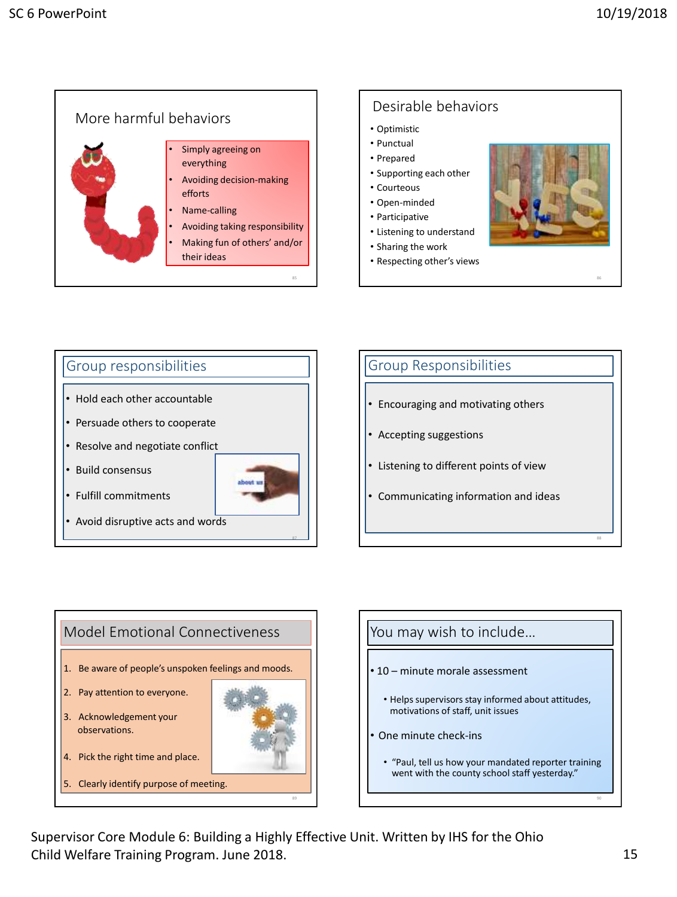## More harmful behaviors

- Simply agreeing on everything
- Avoiding decision-making efforts
- Name-calling
- Avoiding taking responsibility
- Making fun of others' and/or their ideas

## Desirable behaviors

- Optimistic
- Punctual
- Prepared
- Supporting each other
- Courteous
- Open-minded
- Participative
- Listening to understand
- Sharing the work
- Respecting other's views

## Group responsibilities

- Hold each other accountable
- Persuade others to cooperate
- Resolve and negotiate conflict
- Build consensus
- Fulfill commitments
- Avoid disruptive acts and words

## Group Responsibilities

- Encouraging and motivating others
- Accepting suggestions
- Listening to different points of view
- Communicating information and ideas

## Model Emotional Connectiveness

1. Be aware of people's unspoken feelings and moods.
2. Pay attention to everyone.
3. Acknowledgement your observations.
4. Pick the right time and place.
5. Clearly identify purpose of meeting.

## You may wish to include...

- 10 – minute morale assessment
  - Helps supervisors stay informed about attitudes, motivations of staff, unit issues
- One minute check-ins
  - "Paul, tell us how your mandated reporter training went with the county school staff yesterday."

Supervisor Core Module 6: Building a Highly Effective Unit. Written by IHS for the Ohio Child Welfare Training Program. June 2018.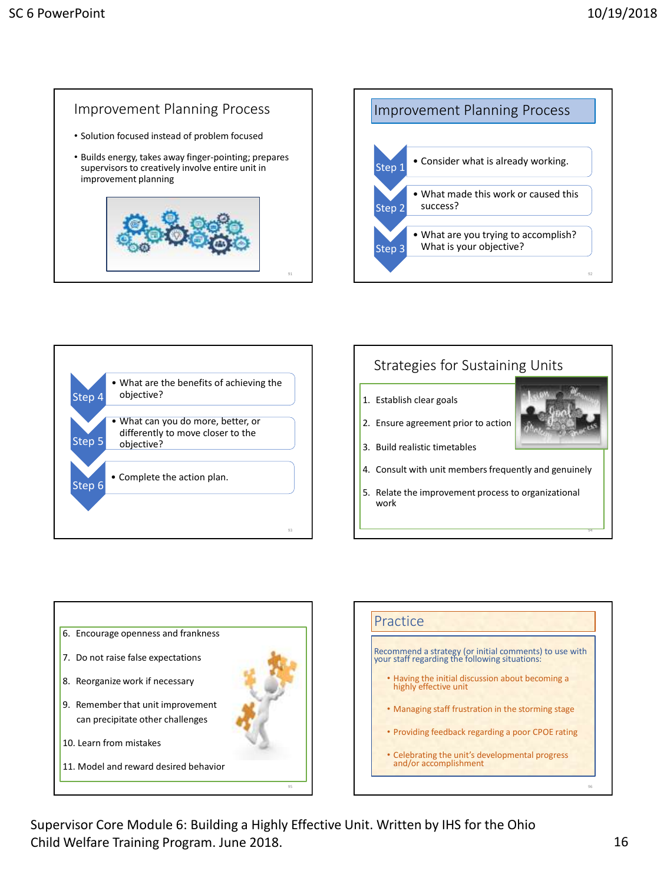## Improvement Planning Process

- Solution focused instead of problem focused
- Builds energy, takes away finger-pointing; prepares supervisors to creatively involve entire unit in improvement planning

## Improvement Planning Process

- Step 1: Consider what is already working.
- Step 2: What made this work or caused this success?
- Step 3: What are you trying to accomplish? What is your objective?

- Step 4: What are the benefits of achieving the objective?
- Step 5: What can you do more, better, or differently to move closer to the objective?
- Step 6: Complete the action plan.

## Strategies for Sustaining Units

1. Establish clear goals
2. Ensure agreement prior to action
3. Build realistic timetables
4. Consult with unit members frequently and genuinely
5. Relate the improvement process to organizational work
6. Encourage openness and frankness
7. Do not raise false expectations
8. Reorganize work if necessary
9. Remember that unit improvement can precipitate other challenges
10. Learn from mistakes
11. Model and reward desired behavior

## Practice

Recommend a strategy (or initial comments) to use with your staff regarding the following situations:

- Having the initial discussion about becoming a highly effective unit
- Managing staff frustration in the storming stage
- Providing feedback regarding a poor CPOE rating
- Celebrating the unit's developmental progress and/or accomplishment

Supervisor Core Module 6: Building a Highly Effective Unit. Written by IHS for the Ohio Child Welfare Training Program. June 2018.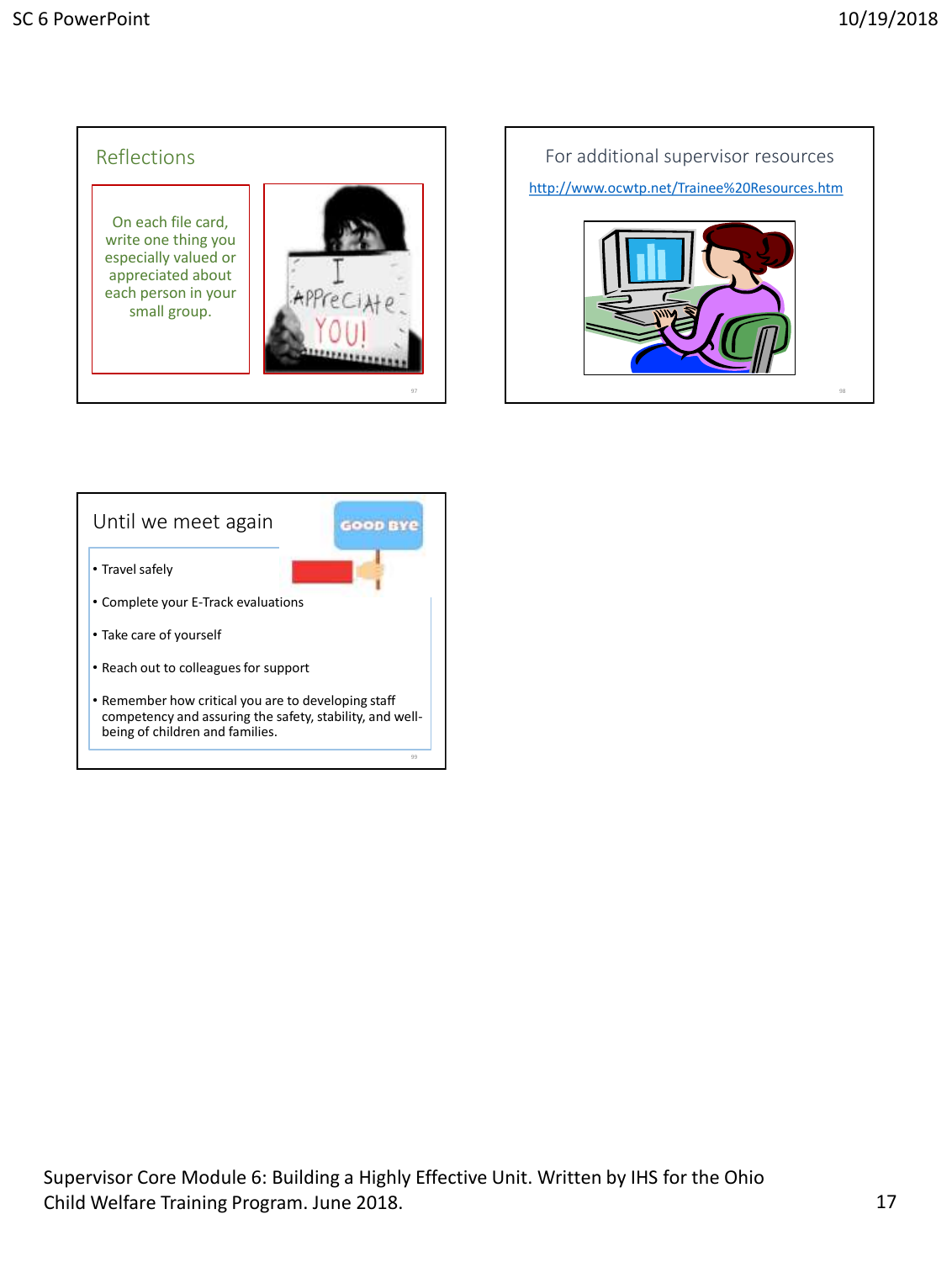## Reflections

On each file card, write one thing you especially valued or appreciated about each person in your small group.

## For additional supervisor resources

http://www.ocwtp.net/Trainee%20Resources.htm

## Until we meet again

- Travel safely
- Complete your E-Track evaluations
- Take care of yourself
- Reach out to colleagues for support
- Remember how critical you are to developing staff competency and assuring the safety, stability, and well-being of children and families.

Supervisor Core Module 6: Building a Highly Effective Unit. Written by IHS for the Ohio Child Welfare Training Program. June 2018.